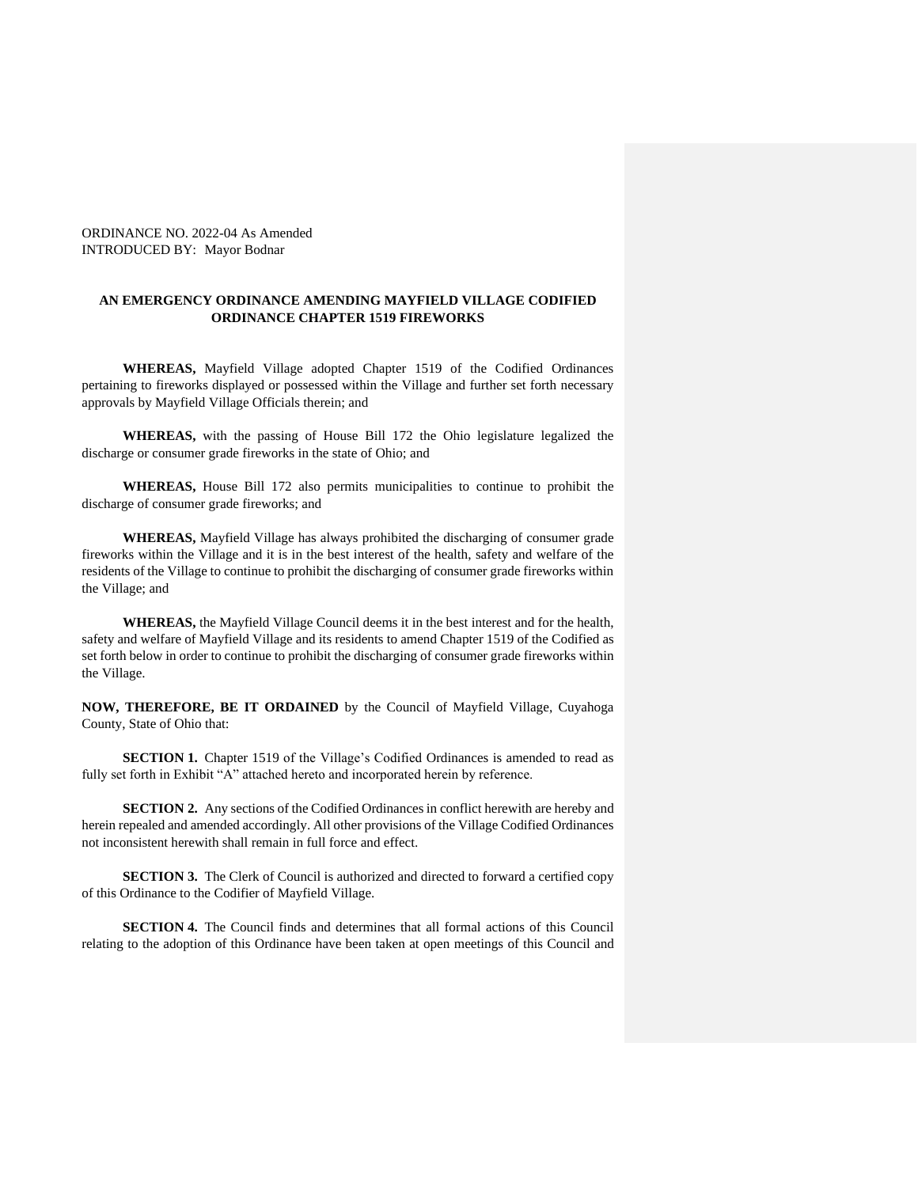ORDINANCE NO. 2022-04 As Amended
INTRODUCED BY: Mayor Bodnar

**AN EMERGENCY ORDINANCE AMENDING MAYFIELD VILLAGE CODIFIED ORDINANCE CHAPTER 1519 FIREWORKS**

**WHEREAS,** Mayfield Village adopted Chapter 1519 of the Codified Ordinances pertaining to fireworks displayed or possessed within the Village and further set forth necessary approvals by Mayfield Village Officials therein; and

**WHEREAS,** with the passing of House Bill 172 the Ohio legislature legalized the discharge or consumer grade fireworks in the state of Ohio; and

**WHEREAS,** House Bill 172 also permits municipalities to continue to prohibit the discharge of consumer grade fireworks; and

**WHEREAS,** Mayfield Village has always prohibited the discharging of consumer grade fireworks within the Village and it is in the best interest of the health, safety and welfare of the residents of the Village to continue to prohibit the discharging of consumer grade fireworks within the Village; and

**WHEREAS,** the Mayfield Village Council deems it in the best interest and for the health, safety and welfare of Mayfield Village and its residents to amend Chapter 1519 of the Codified as set forth below in order to continue to prohibit the discharging of consumer grade fireworks within the Village.

**NOW, THEREFORE, BE IT ORDAINED** by the Council of Mayfield Village, Cuyahoga County, State of Ohio that:

**SECTION 1.** Chapter 1519 of the Village's Codified Ordinances is amended to read as fully set forth in Exhibit "A" attached hereto and incorporated herein by reference.

**SECTION 2.** Any sections of the Codified Ordinances in conflict herewith are hereby and herein repealed and amended accordingly. All other provisions of the Village Codified Ordinances not inconsistent herewith shall remain in full force and effect.

**SECTION 3.** The Clerk of Council is authorized and directed to forward a certified copy of this Ordinance to the Codifier of Mayfield Village.

**SECTION 4.** The Council finds and determines that all formal actions of this Council relating to the adoption of this Ordinance have been taken at open meetings of this Council and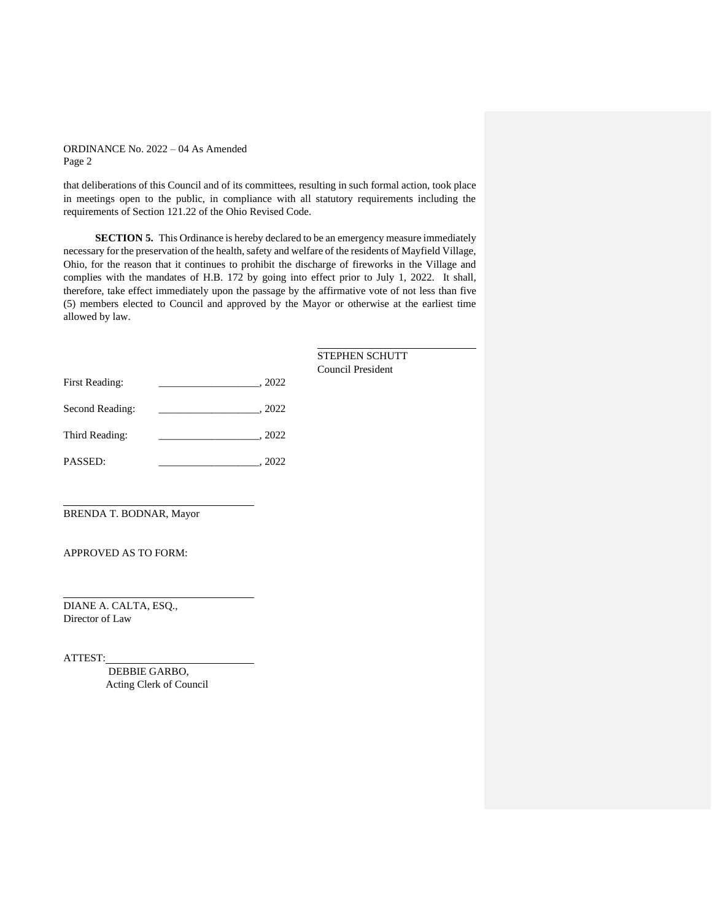ORDINANCE No. 2022 – 04 As Amended
Page 2

that deliberations of this Council and of its committees, resulting in such formal action, took place in meetings open to the public, in compliance with all statutory requirements including the requirements of Section 121.22 of the Ohio Revised Code.

**SECTION 5.** This Ordinance is hereby declared to be an emergency measure immediately necessary for the preservation of the health, safety and welfare of the residents of Mayfield Village, Ohio, for the reason that it continues to prohibit the discharge of fireworks in the Village and complies with the mandates of H.B. 172 by going into effect prior to July 1, 2022. It shall, therefore, take effect immediately upon the passage by the affirmative vote of not less than five (5) members elected to Council and approved by the Mayor or otherwise at the earliest time allowed by law.

______________________________
STEPHEN SCHUTT
Council President

First Reading: ___________________, 2022

Second Reading: ___________________, 2022

Third Reading: ___________________, 2022

PASSED: ___________________, 2022

______________________________
BRENDA T. BODNAR, Mayor

APPROVED AS TO FORM:

______________________________
DIANE A. CALTA, ESQ.,
Director of Law

ATTEST:______________________________
DEBBIE GARBO,
Acting Clerk of Council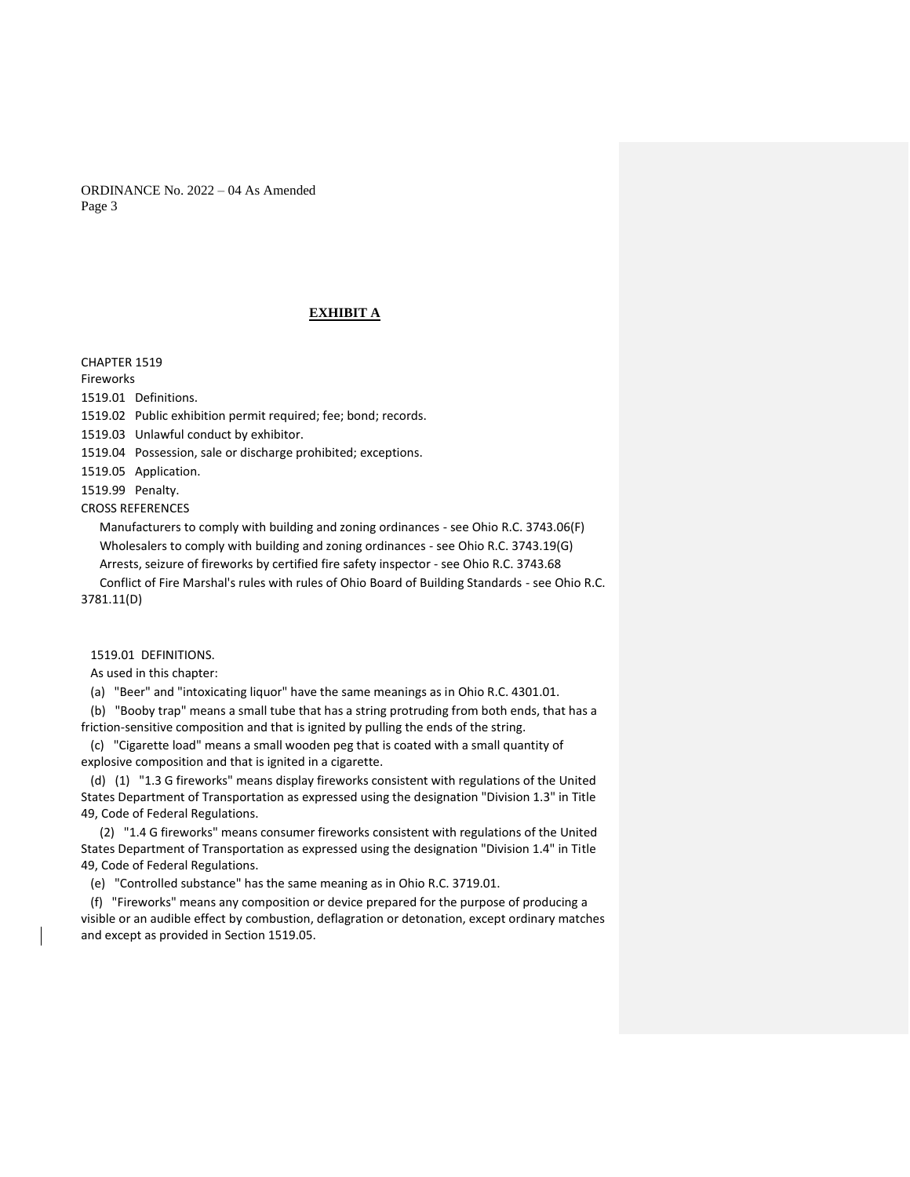ORDINANCE No. 2022 – 04 As Amended

## EXHIBIT A

CHAPTER 1519

Fireworks

1519.01 Definitions.

1519.02 Public exhibition permit required; fee; bond; records.

1519.03 Unlawful conduct by exhibitor.

1519.04 Possession, sale or discharge prohibited; exceptions.

1519.05 Application.

1519.99 Penalty.

CROSS REFERENCES

Manufacturers to comply with building and zoning ordinances - see Ohio R.C. 3743.06(F)

Wholesalers to comply with building and zoning ordinances - see Ohio R.C. 3743.19(G)

Arrests, seizure of fireworks by certified fire safety inspector - see Ohio R.C. 3743.68

Conflict of Fire Marshal's rules with rules of Ohio Board of Building Standards - see Ohio R.C. 3781.11(D)

1519.01 DEFINITIONS.

As used in this chapter:

(a) "Beer" and "intoxicating liquor" have the same meanings as in Ohio R.C. 4301.01.

(b) "Booby trap" means a small tube that has a string protruding from both ends, that has a friction-sensitive composition and that is ignited by pulling the ends of the string.

(c) "Cigarette load" means a small wooden peg that is coated with a small quantity of explosive composition and that is ignited in a cigarette.

(d) (1) "1.3 G fireworks" means display fireworks consistent with regulations of the United States Department of Transportation as expressed using the designation "Division 1.3" in Title 49, Code of Federal Regulations.

(2) "1.4 G fireworks" means consumer fireworks consistent with regulations of the United States Department of Transportation as expressed using the designation "Division 1.4" in Title 49, Code of Federal Regulations.

(e) "Controlled substance" has the same meaning as in Ohio R.C. 3719.01.

(f) "Fireworks" means any composition or device prepared for the purpose of producing a visible or an audible effect by combustion, deflagration or detonation, except ordinary matches and except as provided in Section 1519.05.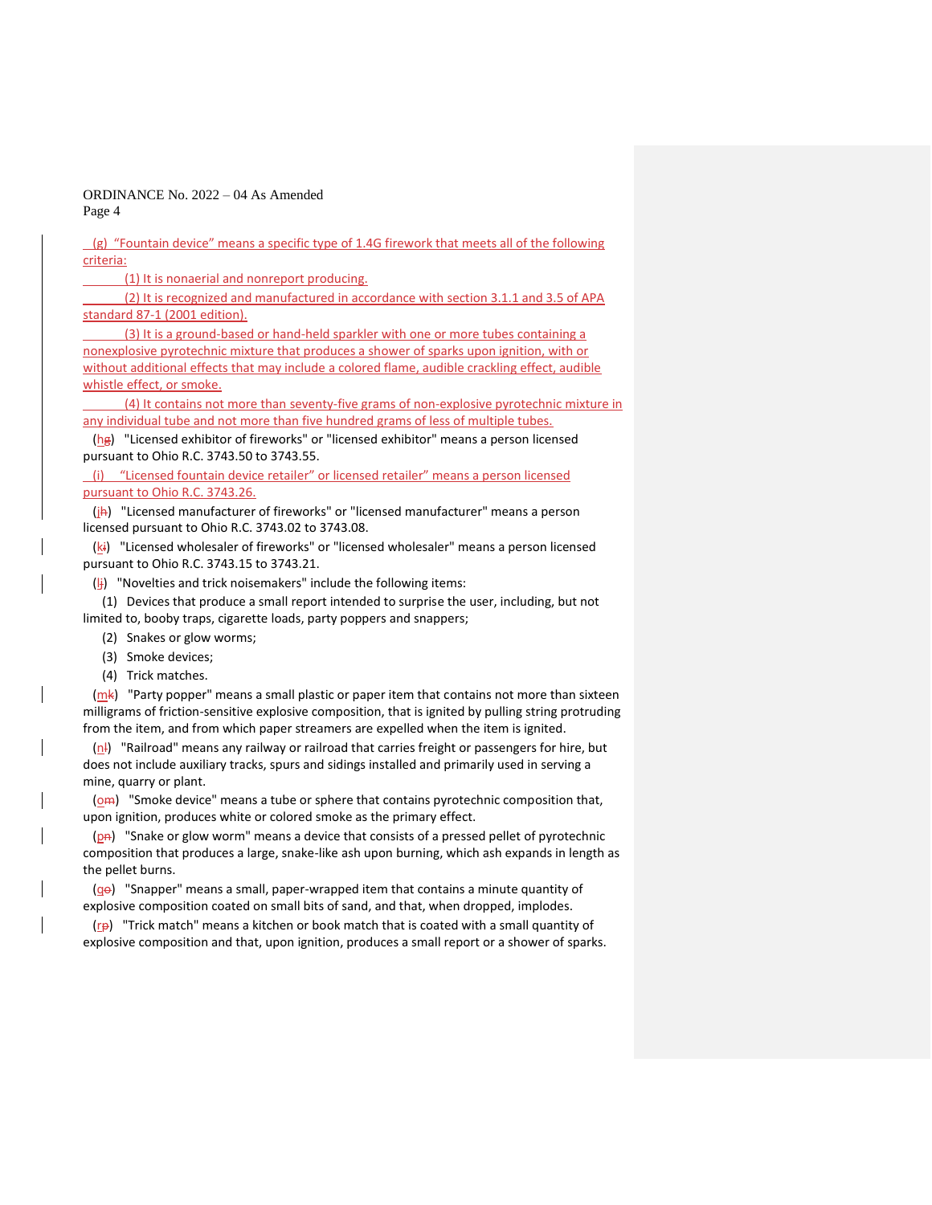(g) "Fountain device" means a specific type of 1.4G firework that meets all of the following criteria:

(1) It is nonaerial and nonreport producing.

(2) It is recognized and manufactured in accordance with section 3.1.1 and 3.5 of APA standard 87-1 (2001 edition).

(3) It is a ground-based or hand-held sparkler with one or more tubes containing a nonexplosive pyrotechnic mixture that produces a shower of sparks upon ignition, with or without additional effects that may include a colored flame, audible crackling effect, audible whistle effect, or smoke.

(4) It contains not more than seventy-five grams of non-explosive pyrotechnic mixture in any individual tube and not more than five hundred grams of less of multiple tubes.

(h~~g~~) "Licensed exhibitor of fireworks" or "licensed exhibitor" means a person licensed pursuant to Ohio R.C. 3743.50 to 3743.55.

(i) "Licensed fountain device retailer" or licensed retailer" means a person licensed pursuant to Ohio R.C. 3743.26.

(j~~h~~) "Licensed manufacturer of fireworks" or "licensed manufacturer" means a person licensed pursuant to Ohio R.C. 3743.02 to 3743.08.

(k~~i~~) "Licensed wholesaler of fireworks" or "licensed wholesaler" means a person licensed pursuant to Ohio R.C. 3743.15 to 3743.21.

(l~~j~~) "Novelties and trick noisemakers" include the following items:

(1) Devices that produce a small report intended to surprise the user, including, but not limited to, booby traps, cigarette loads, party poppers and snappers;

(2) Snakes or glow worms;

(3) Smoke devices;

(4) Trick matches.

(m~~k~~) "Party popper" means a small plastic or paper item that contains not more than sixteen milligrams of friction-sensitive explosive composition, that is ignited by pulling string protruding from the item, and from which paper streamers are expelled when the item is ignited.

(n~~l~~) "Railroad" means any railway or railroad that carries freight or passengers for hire, but does not include auxiliary tracks, spurs and sidings installed and primarily used in serving a mine, quarry or plant.

(o~~m~~) "Smoke device" means a tube or sphere that contains pyrotechnic composition that, upon ignition, produces white or colored smoke as the primary effect.

(p~~n~~) "Snake or glow worm" means a device that consists of a pressed pellet of pyrotechnic composition that produces a large, snake-like ash upon burning, which ash expands in length as the pellet burns.

(q~~o~~) "Snapper" means a small, paper-wrapped item that contains a minute quantity of explosive composition coated on small bits of sand, and that, when dropped, implodes.

(r~~p~~) "Trick match" means a kitchen or book match that is coated with a small quantity of explosive composition and that, upon ignition, produces a small report or a shower of sparks.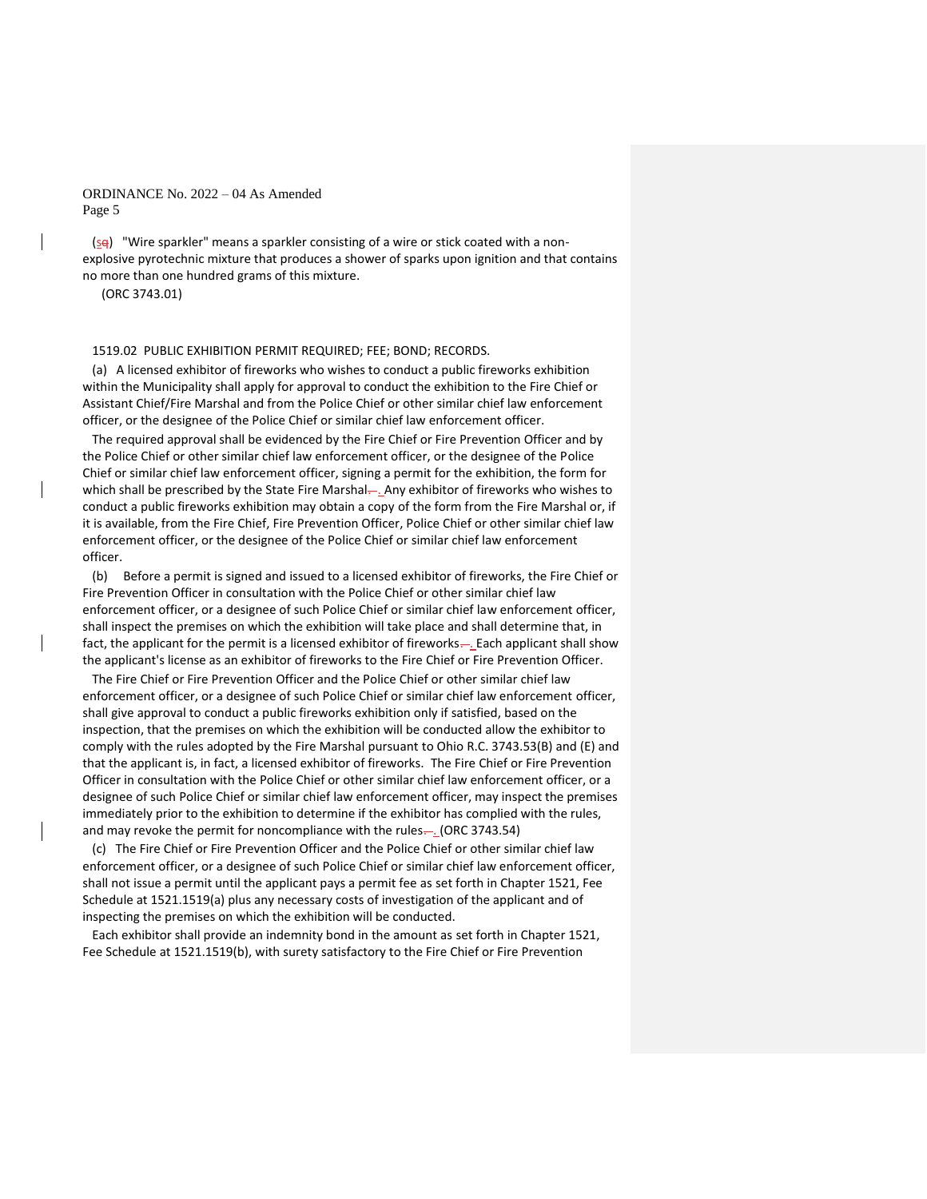(s) "Wire sparkler" means a sparkler consisting of a wire or stick coated with a non-explosive pyrotechnic mixture that produces a shower of sparks upon ignition and that contains no more than one hundred grams of this mixture.

(ORC 3743.01)

1519.02 PUBLIC EXHIBITION PERMIT REQUIRED; FEE; BOND; RECORDS.

(a) A licensed exhibitor of fireworks who wishes to conduct a public fireworks exhibition within the Municipality shall apply for approval to conduct the exhibition to the Fire Chief or Assistant Chief/Fire Marshal and from the Police Chief or other similar chief law enforcement officer, or the designee of the Police Chief or similar chief law enforcement officer.

The required approval shall be evidenced by the Fire Chief or Fire Prevention Officer and by the Police Chief or other similar chief law enforcement officer, or the designee of the Police Chief or similar chief law enforcement officer, signing a permit for the exhibition, the form for which shall be prescribed by the State Fire Marshal. Any exhibitor of fireworks who wishes to conduct a public fireworks exhibition may obtain a copy of the form from the Fire Marshal or, if it is available, from the Fire Chief, Fire Prevention Officer, Police Chief or other similar chief law enforcement officer, or the designee of the Police Chief or similar chief law enforcement officer.

(b) Before a permit is signed and issued to a licensed exhibitor of fireworks, the Fire Chief or Fire Prevention Officer in consultation with the Police Chief or other similar chief law enforcement officer, or a designee of such Police Chief or similar chief law enforcement officer, shall inspect the premises on which the exhibition will take place and shall determine that, in fact, the applicant for the permit is a licensed exhibitor of fireworks. Each applicant shall show the applicant's license as an exhibitor of fireworks to the Fire Chief or Fire Prevention Officer.

The Fire Chief or Fire Prevention Officer and the Police Chief or other similar chief law enforcement officer, or a designee of such Police Chief or similar chief law enforcement officer, shall give approval to conduct a public fireworks exhibition only if satisfied, based on the inspection, that the premises on which the exhibition will be conducted allow the exhibitor to comply with the rules adopted by the Fire Marshal pursuant to Ohio R.C. 3743.53(B) and (E) and that the applicant is, in fact, a licensed exhibitor of fireworks. The Fire Chief or Fire Prevention Officer in consultation with the Police Chief or other similar chief law enforcement officer, or a designee of such Police Chief or similar chief law enforcement officer, may inspect the premises immediately prior to the exhibition to determine if the exhibitor has complied with the rules, and may revoke the permit for noncompliance with the rules. (ORC 3743.54)

(c) The Fire Chief or Fire Prevention Officer and the Police Chief or other similar chief law enforcement officer, or a designee of such Police Chief or similar chief law enforcement officer, shall not issue a permit until the applicant pays a permit fee as set forth in Chapter 1521, Fee Schedule at 1521.1519(a) plus any necessary costs of investigation of the applicant and of inspecting the premises on which the exhibition will be conducted.

Each exhibitor shall provide an indemnity bond in the amount as set forth in Chapter 1521, Fee Schedule at 1521.1519(b), with surety satisfactory to the Fire Chief or Fire Prevention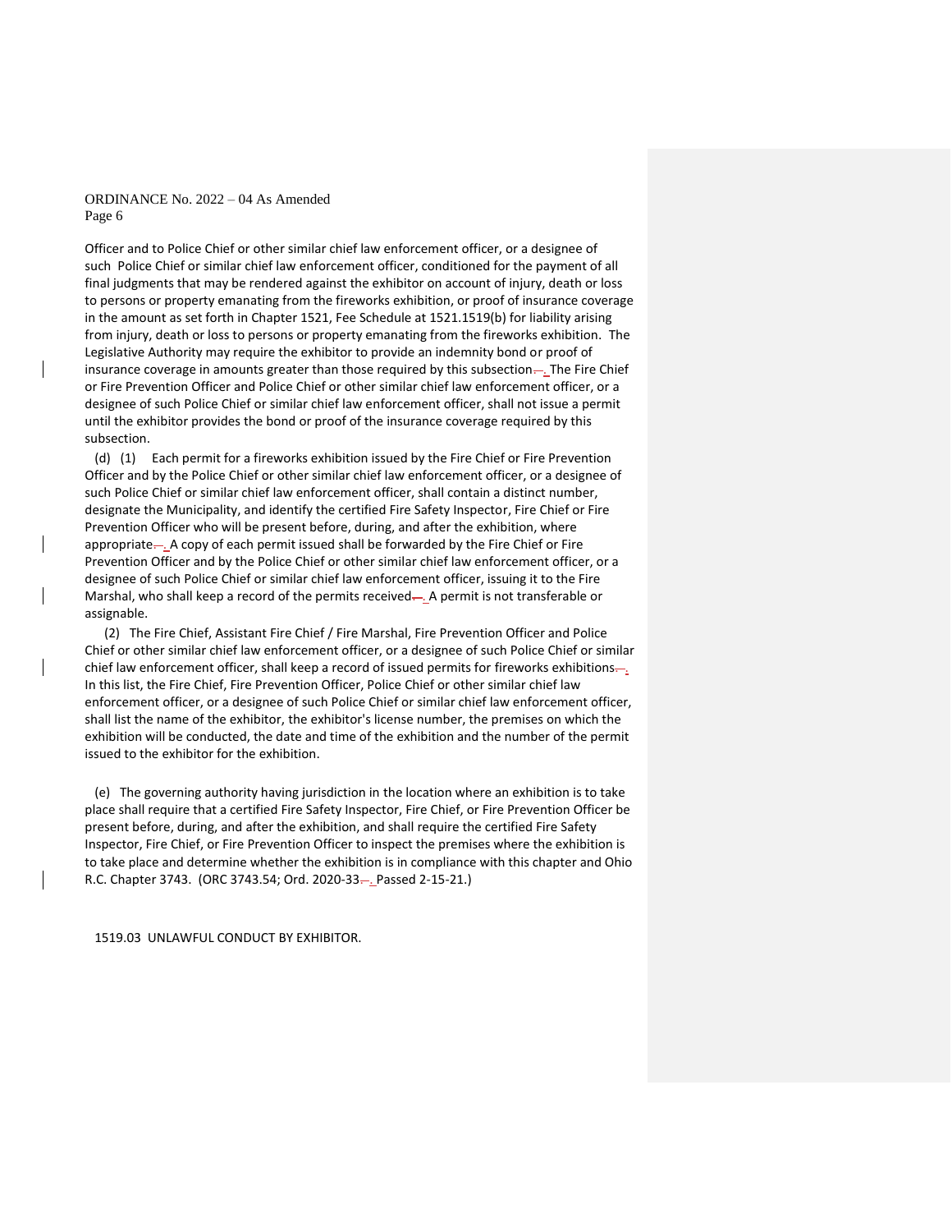Officer and to Police Chief or other similar chief law enforcement officer, or a designee of such Police Chief or similar chief law enforcement officer, conditioned for the payment of all final judgments that may be rendered against the exhibitor on account of injury, death or loss to persons or property emanating from the fireworks exhibition, or proof of insurance coverage in the amount as set forth in Chapter 1521, Fee Schedule at 1521.1519(b) for liability arising from injury, death or loss to persons or property emanating from the fireworks exhibition. The Legislative Authority may require the exhibitor to provide an indemnity bond or proof of insurance coverage in amounts greater than those required by this subsection. The Fire Chief or Fire Prevention Officer and Police Chief or other similar chief law enforcement officer, or a designee of such Police Chief or similar chief law enforcement officer, shall not issue a permit until the exhibitor provides the bond or proof of the insurance coverage required by this subsection.

(d) (1) Each permit for a fireworks exhibition issued by the Fire Chief or Fire Prevention Officer and by the Police Chief or other similar chief law enforcement officer, or a designee of such Police Chief or similar chief law enforcement officer, shall contain a distinct number, designate the Municipality, and identify the certified Fire Safety Inspector, Fire Chief or Fire Prevention Officer who will be present before, during, and after the exhibition, where appropriate. A copy of each permit issued shall be forwarded by the Fire Chief or Fire Prevention Officer and by the Police Chief or other similar chief law enforcement officer, or a designee of such Police Chief or similar chief law enforcement officer, issuing it to the Fire Marshal, who shall keep a record of the permits received. A permit is not transferable or assignable.

(2) The Fire Chief, Assistant Fire Chief / Fire Marshal, Fire Prevention Officer and Police Chief or other similar chief law enforcement officer, or a designee of such Police Chief or similar chief law enforcement officer, shall keep a record of issued permits for fireworks exhibitions. In this list, the Fire Chief, Fire Prevention Officer, Police Chief or other similar chief law enforcement officer, or a designee of such Police Chief or similar chief law enforcement officer, shall list the name of the exhibitor, the exhibitor's license number, the premises on which the exhibition will be conducted, the date and time of the exhibition and the number of the permit issued to the exhibitor for the exhibition.

(e) The governing authority having jurisdiction in the location where an exhibition is to take place shall require that a certified Fire Safety Inspector, Fire Chief, or Fire Prevention Officer be present before, during, and after the exhibition, and shall require the certified Fire Safety Inspector, Fire Chief, or Fire Prevention Officer to inspect the premises where the exhibition is to take place and determine whether the exhibition is in compliance with this chapter and Ohio R.C. Chapter 3743. (ORC 3743.54; Ord. 2020-33. Passed 2-15-21.)

1519.03 UNLAWFUL CONDUCT BY EXHIBITOR.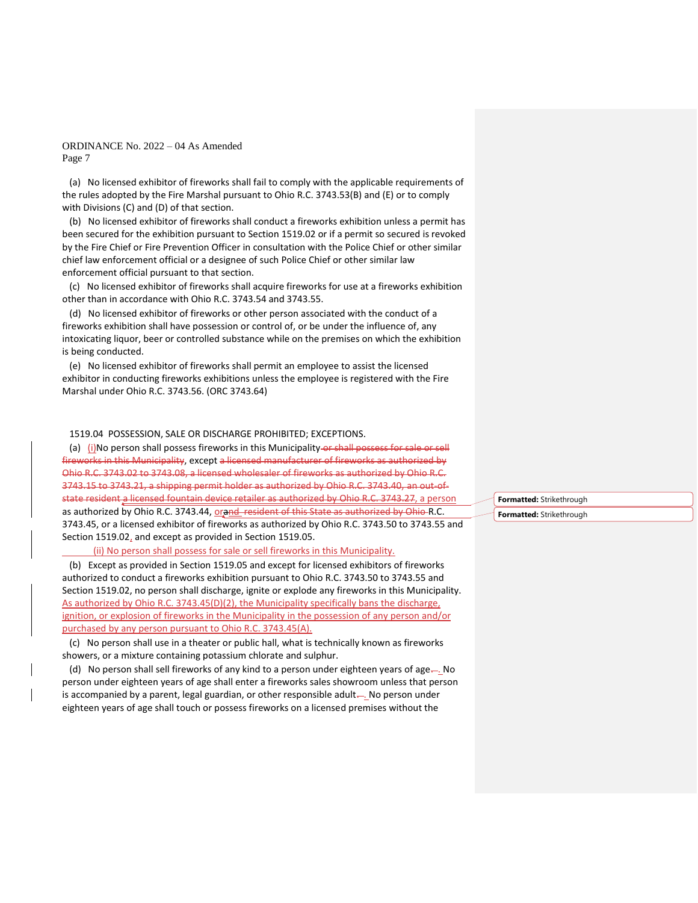ORDINANCE No. 2022 – 04 As Amended

(a) No licensed exhibitor of fireworks shall fail to comply with the applicable requirements of the rules adopted by the Fire Marshal pursuant to Ohio R.C. 3743.53(B) and (E) or to comply with Divisions (C) and (D) of that section.

(b) No licensed exhibitor of fireworks shall conduct a fireworks exhibition unless a permit has been secured for the exhibition pursuant to Section 1519.02 or if a permit so secured is revoked by the Fire Chief or Fire Prevention Officer in consultation with the Police Chief or other similar chief law enforcement official or a designee of such Police Chief or other similar law enforcement official pursuant to that section.

(c) No licensed exhibitor of fireworks shall acquire fireworks for use at a fireworks exhibition other than in accordance with Ohio R.C. 3743.54 and 3743.55.

(d) No licensed exhibitor of fireworks or other person associated with the conduct of a fireworks exhibition shall have possession or control of, or be under the influence of, any intoxicating liquor, beer or controlled substance while on the premises on which the exhibition is being conducted.

(e) No licensed exhibitor of fireworks shall permit an employee to assist the licensed exhibitor in conducting fireworks exhibitions unless the employee is registered with the Fire Marshal under Ohio R.C. 3743.56. (ORC 3743.64)

1519.04 POSSESSION, SALE OR DISCHARGE PROHIBITED; EXCEPTIONS.

(a) (i)No person shall possess fireworks in this Municipality ~~or shall possess for sale or sell fireworks in this Municipality~~, except ~~a licensed manufacturer of fireworks as authorized by Ohio R.C. 3743.02 to 3743.08, a licensed wholesaler of fireworks as authorized by Ohio R.C. 3743.15 to 3743.21, a shipping permit holder as authorized by Ohio R.C. 3743.40, an out-of-state resident a licensed fountain device retailer as authorized by Ohio R.C. 3743.27,~~ a person as authorized by Ohio R.C. 3743.44, or~~and resident of this State as authorized by Ohio~~ R.C. 3743.45, or a licensed exhibitor of fireworks as authorized by Ohio R.C. 3743.50 to 3743.55 and Section 1519.02, and except as provided in Section 1519.05.

(ii) No person shall possess for sale or sell fireworks in this Municipality.

(b) Except as provided in Section 1519.05 and except for licensed exhibitors of fireworks authorized to conduct a fireworks exhibition pursuant to Ohio R.C. 3743.50 to 3743.55 and Section 1519.02, no person shall discharge, ignite or explode any fireworks in this Municipality. As authorized by Ohio R.C. 3743.45(D)(2), the Municipality specifically bans the discharge, ignition, or explosion of fireworks in the Municipality in the possession of any person and/or purchased by any person pursuant to Ohio R.C. 3743.45(A).

(c) No person shall use in a theater or public hall, what is technically known as fireworks showers, or a mixture containing potassium chlorate and sulphur.

(d) No person shall sell fireworks of any kind to a person under eighteen years of age. No person under eighteen years of age shall enter a fireworks sales showroom unless that person is accompanied by a parent, legal guardian, or other responsible adult. No person under eighteen years of age shall touch or possess fireworks on a licensed premises without the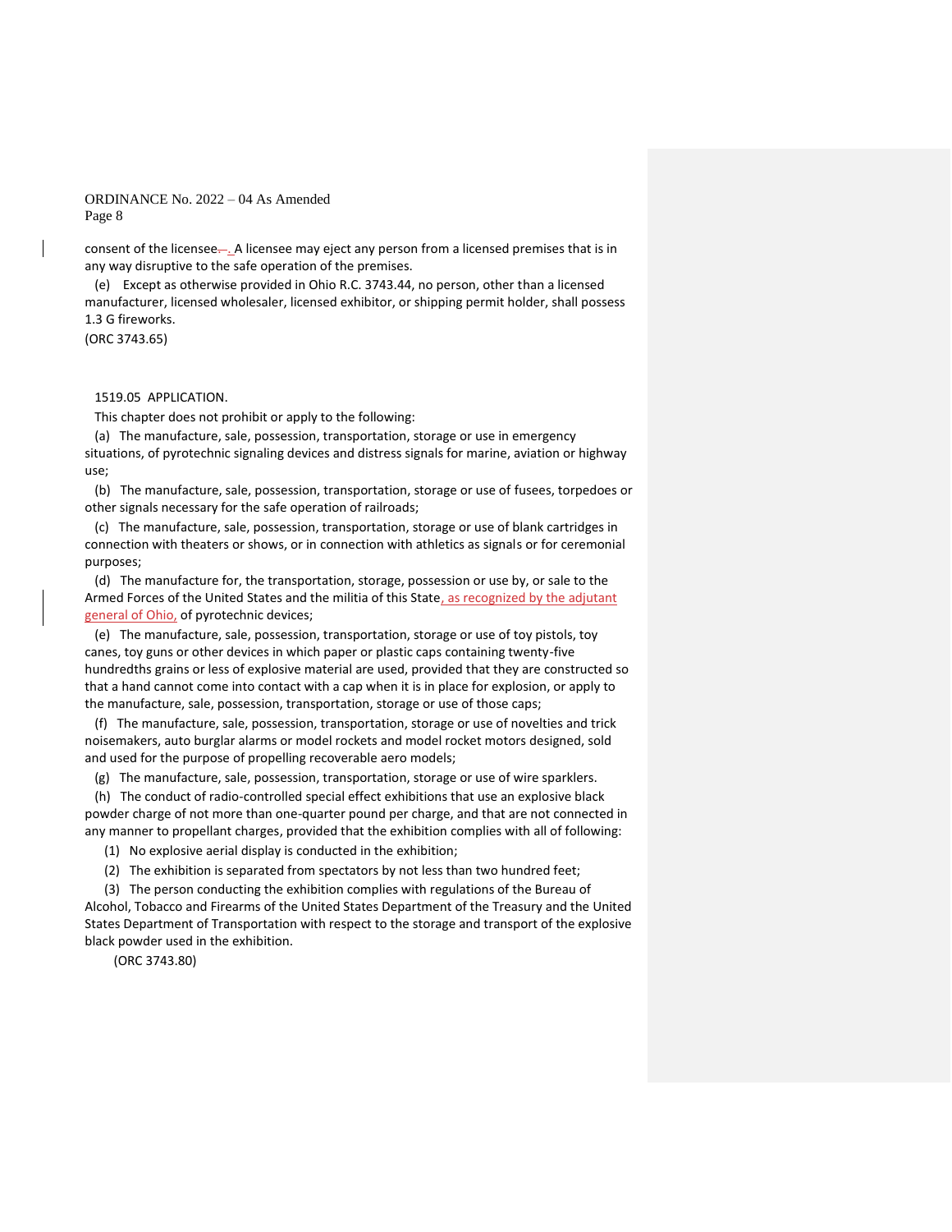consent of the licensee. A licensee may eject any person from a licensed premises that is in any way disruptive to the safe operation of the premises.

(e) Except as otherwise provided in Ohio R.C. 3743.44, no person, other than a licensed manufacturer, licensed wholesaler, licensed exhibitor, or shipping permit holder, shall possess 1.3 G fireworks.

(ORC 3743.65)

1519.05 APPLICATION.

This chapter does not prohibit or apply to the following:

(a) The manufacture, sale, possession, transportation, storage or use in emergency situations, of pyrotechnic signaling devices and distress signals for marine, aviation or highway use;

(b) The manufacture, sale, possession, transportation, storage or use of fusees, torpedoes or other signals necessary for the safe operation of railroads;

(c) The manufacture, sale, possession, transportation, storage or use of blank cartridges in connection with theaters or shows, or in connection with athletics as signals or for ceremonial purposes;

(d) The manufacture for, the transportation, storage, possession or use by, or sale to the Armed Forces of the United States and the militia of this State, as recognized by the adjutant general of Ohio, of pyrotechnic devices;

(e) The manufacture, sale, possession, transportation, storage or use of toy pistols, toy canes, toy guns or other devices in which paper or plastic caps containing twenty-five hundredths grains or less of explosive material are used, provided that they are constructed so that a hand cannot come into contact with a cap when it is in place for explosion, or apply to the manufacture, sale, possession, transportation, storage or use of those caps;

(f) The manufacture, sale, possession, transportation, storage or use of novelties and trick noisemakers, auto burglar alarms or model rockets and model rocket motors designed, sold and used for the purpose of propelling recoverable aero models;

(g) The manufacture, sale, possession, transportation, storage or use of wire sparklers.

(h) The conduct of radio-controlled special effect exhibitions that use an explosive black powder charge of not more than one-quarter pound per charge, and that are not connected in any manner to propellant charges, provided that the exhibition complies with all of following:

(1) No explosive aerial display is conducted in the exhibition;

(2) The exhibition is separated from spectators by not less than two hundred feet;

(3) The person conducting the exhibition complies with regulations of the Bureau of Alcohol, Tobacco and Firearms of the United States Department of the Treasury and the United States Department of Transportation with respect to the storage and transport of the explosive black powder used in the exhibition.

(ORC 3743.80)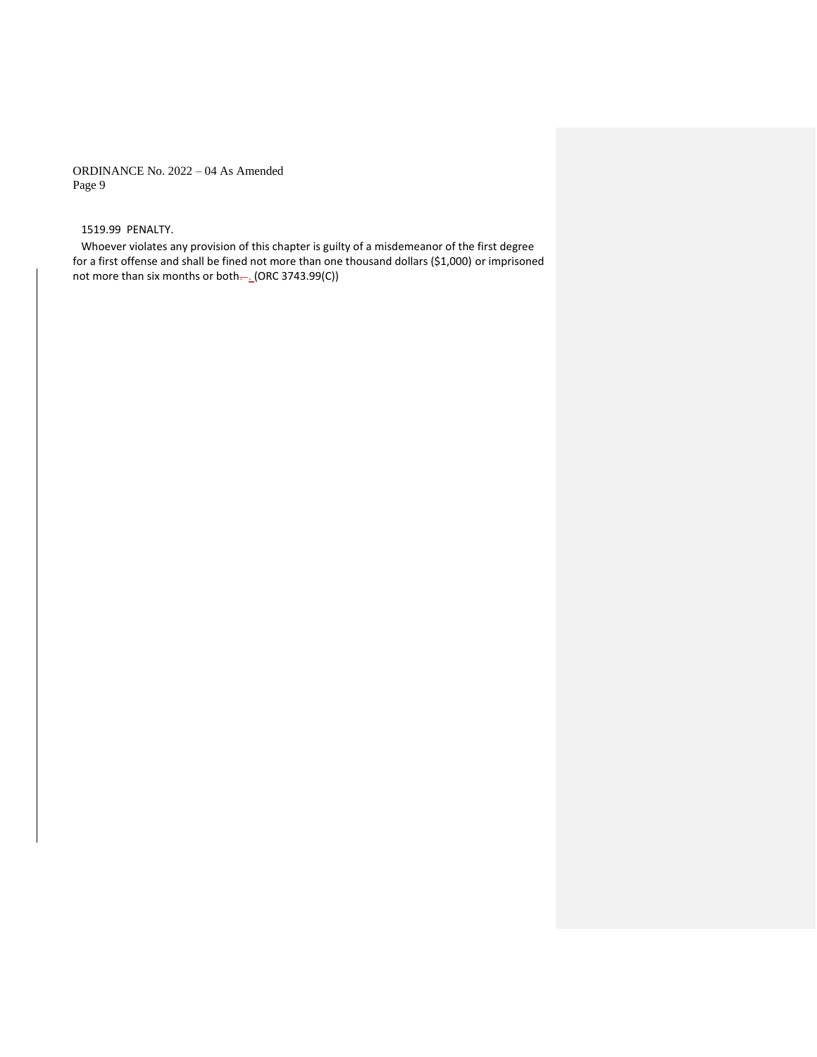1519.99 PENALTY.

Whoever violates any provision of this chapter is guilty of a misdemeanor of the first degree for a first offense and shall be fined not more than one thousand dollars ($1,000) or imprisoned not more than six months or both. (ORC 3743.99(C))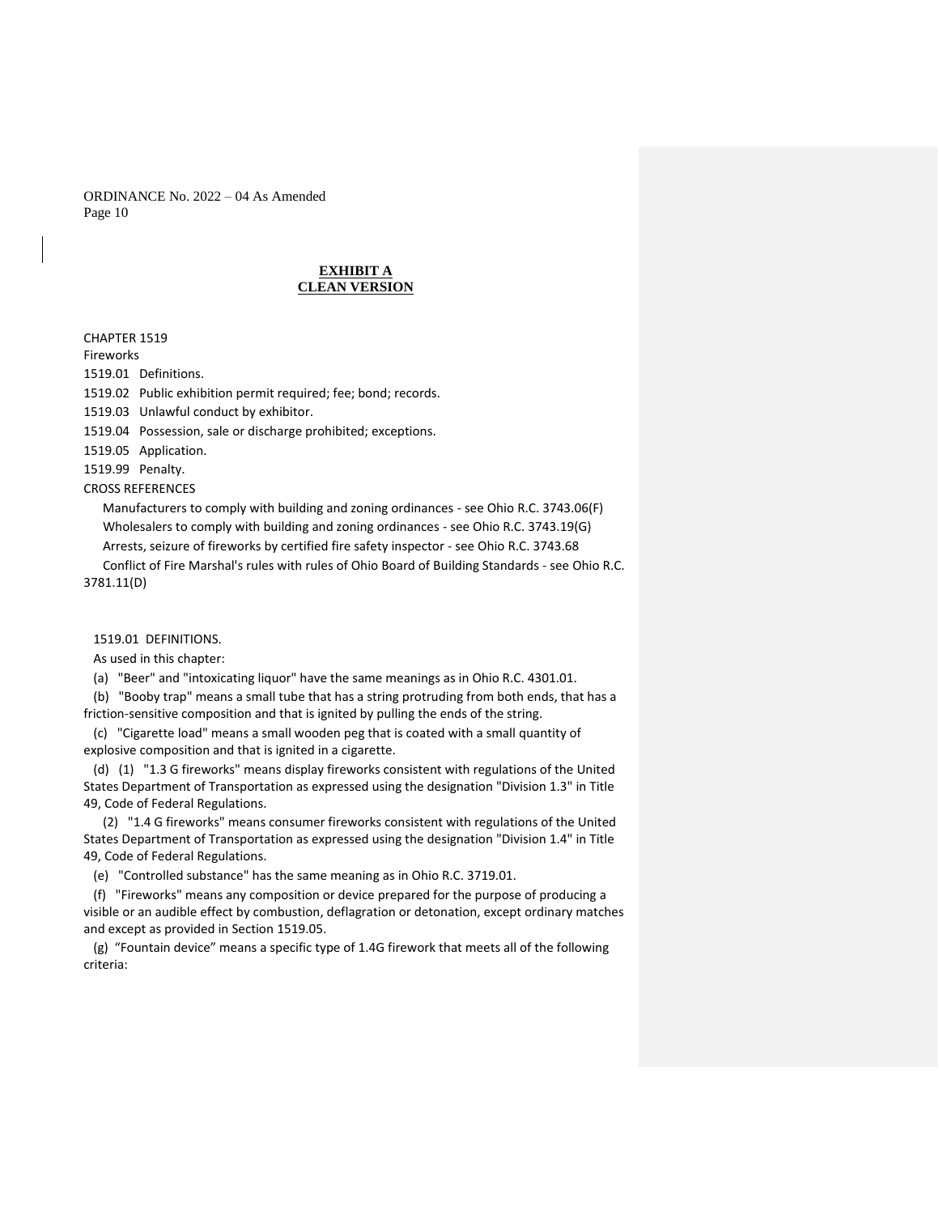**EXHIBIT A**
**CLEAN VERSION**

CHAPTER 1519

Fireworks

1519.01 Definitions.

1519.02 Public exhibition permit required; fee; bond; records.

1519.03 Unlawful conduct by exhibitor.

1519.04 Possession, sale or discharge prohibited; exceptions.

1519.05 Application.

1519.99 Penalty.

CROSS REFERENCES

Manufacturers to comply with building and zoning ordinances - see Ohio R.C. 3743.06(F)

Wholesalers to comply with building and zoning ordinances - see Ohio R.C. 3743.19(G)

Arrests, seizure of fireworks by certified fire safety inspector - see Ohio R.C. 3743.68

Conflict of Fire Marshal's rules with rules of Ohio Board of Building Standards - see Ohio R.C. 3781.11(D)

1519.01 DEFINITIONS.

As used in this chapter:

(a) "Beer" and "intoxicating liquor" have the same meanings as in Ohio R.C. 4301.01.

(b) "Booby trap" means a small tube that has a string protruding from both ends, that has a friction-sensitive composition and that is ignited by pulling the ends of the string.

(c) "Cigarette load" means a small wooden peg that is coated with a small quantity of explosive composition and that is ignited in a cigarette.

(d) (1) "1.3 G fireworks" means display fireworks consistent with regulations of the United States Department of Transportation as expressed using the designation "Division 1.3" in Title 49, Code of Federal Regulations.

(2) "1.4 G fireworks" means consumer fireworks consistent with regulations of the United States Department of Transportation as expressed using the designation "Division 1.4" in Title 49, Code of Federal Regulations.

(e) "Controlled substance" has the same meaning as in Ohio R.C. 3719.01.

(f) "Fireworks" means any composition or device prepared for the purpose of producing a visible or an audible effect by combustion, deflagration or detonation, except ordinary matches and except as provided in Section 1519.05.

(g) “Fountain device” means a specific type of 1.4G firework that meets all of the following criteria: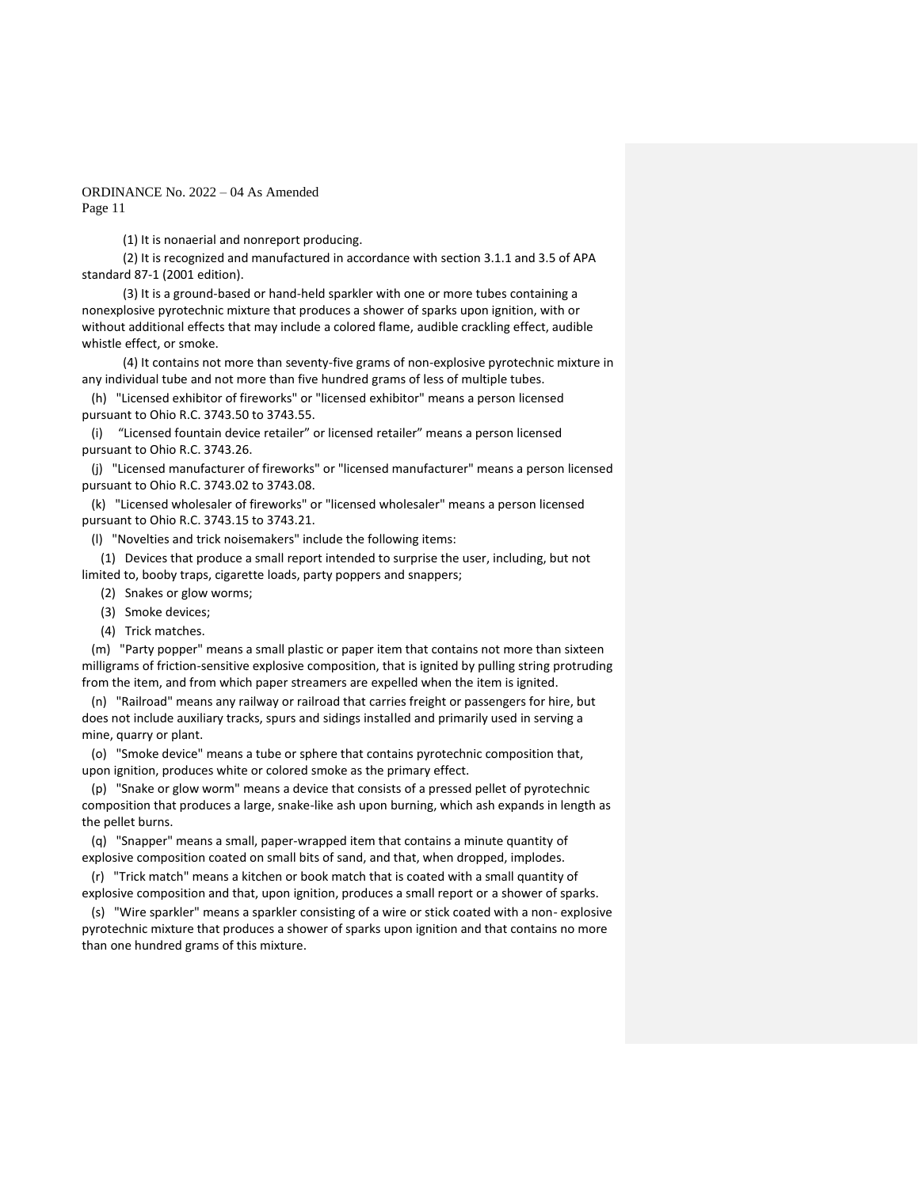(1) It is nonaerial and nonreport producing.

(2) It is recognized and manufactured in accordance with section 3.1.1 and 3.5 of APA standard 87-1 (2001 edition).

(3) It is a ground-based or hand-held sparkler with one or more tubes containing a nonexplosive pyrotechnic mixture that produces a shower of sparks upon ignition, with or without additional effects that may include a colored flame, audible crackling effect, audible whistle effect, or smoke.

(4) It contains not more than seventy-five grams of non-explosive pyrotechnic mixture in any individual tube and not more than five hundred grams of less of multiple tubes.

(h) "Licensed exhibitor of fireworks" or "licensed exhibitor" means a person licensed pursuant to Ohio R.C. 3743.50 to 3743.55.

(i) "Licensed fountain device retailer" or licensed retailer" means a person licensed pursuant to Ohio R.C. 3743.26.

(j) "Licensed manufacturer of fireworks" or "licensed manufacturer" means a person licensed pursuant to Ohio R.C. 3743.02 to 3743.08.

(k) "Licensed wholesaler of fireworks" or "licensed wholesaler" means a person licensed pursuant to Ohio R.C. 3743.15 to 3743.21.

(l) "Novelties and trick noisemakers" include the following items:

(1) Devices that produce a small report intended to surprise the user, including, but not limited to, booby traps, cigarette loads, party poppers and snappers;

(2) Snakes or glow worms;

(3) Smoke devices;

(4) Trick matches.

(m) "Party popper" means a small plastic or paper item that contains not more than sixteen milligrams of friction-sensitive explosive composition, that is ignited by pulling string protruding from the item, and from which paper streamers are expelled when the item is ignited.

(n) "Railroad" means any railway or railroad that carries freight or passengers for hire, but does not include auxiliary tracks, spurs and sidings installed and primarily used in serving a mine, quarry or plant.

(o) "Smoke device" means a tube or sphere that contains pyrotechnic composition that, upon ignition, produces white or colored smoke as the primary effect.

(p) "Snake or glow worm" means a device that consists of a pressed pellet of pyrotechnic composition that produces a large, snake-like ash upon burning, which ash expands in length as the pellet burns.

(q) "Snapper" means a small, paper-wrapped item that contains a minute quantity of explosive composition coated on small bits of sand, and that, when dropped, implodes.

(r) "Trick match" means a kitchen or book match that is coated with a small quantity of explosive composition and that, upon ignition, produces a small report or a shower of sparks.

(s) "Wire sparkler" means a sparkler consisting of a wire or stick coated with a non- explosive pyrotechnic mixture that produces a shower of sparks upon ignition and that contains no more than one hundred grams of this mixture.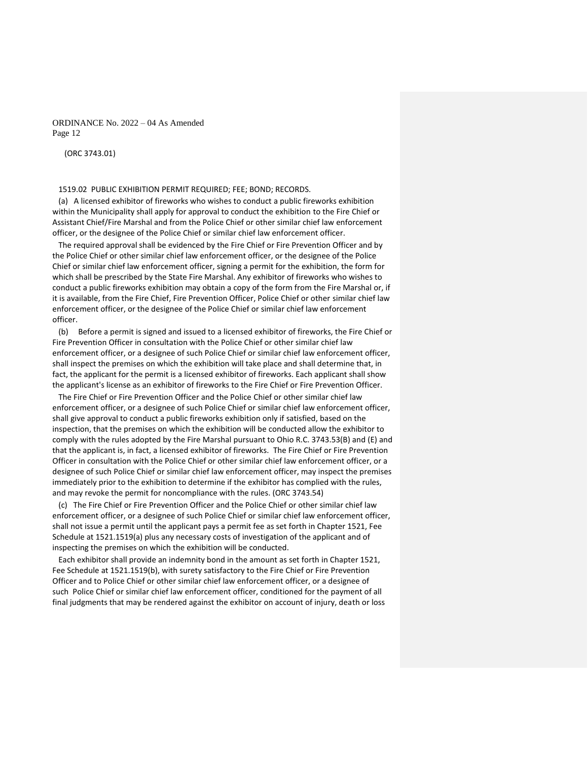(ORC 3743.01)

1519.02 PUBLIC EXHIBITION PERMIT REQUIRED; FEE; BOND; RECORDS.

(a) A licensed exhibitor of fireworks who wishes to conduct a public fireworks exhibition within the Municipality shall apply for approval to conduct the exhibition to the Fire Chief or Assistant Chief/Fire Marshal and from the Police Chief or other similar chief law enforcement officer, or the designee of the Police Chief or similar chief law enforcement officer.

The required approval shall be evidenced by the Fire Chief or Fire Prevention Officer and by the Police Chief or other similar chief law enforcement officer, or the designee of the Police Chief or similar chief law enforcement officer, signing a permit for the exhibition, the form for which shall be prescribed by the State Fire Marshal. Any exhibitor of fireworks who wishes to conduct a public fireworks exhibition may obtain a copy of the form from the Fire Marshal or, if it is available, from the Fire Chief, Fire Prevention Officer, Police Chief or other similar chief law enforcement officer, or the designee of the Police Chief or similar chief law enforcement officer.

(b) Before a permit is signed and issued to a licensed exhibitor of fireworks, the Fire Chief or Fire Prevention Officer in consultation with the Police Chief or other similar chief law enforcement officer, or a designee of such Police Chief or similar chief law enforcement officer, shall inspect the premises on which the exhibition will take place and shall determine that, in fact, the applicant for the permit is a licensed exhibitor of fireworks. Each applicant shall show the applicant's license as an exhibitor of fireworks to the Fire Chief or Fire Prevention Officer.

The Fire Chief or Fire Prevention Officer and the Police Chief or other similar chief law enforcement officer, or a designee of such Police Chief or similar chief law enforcement officer, shall give approval to conduct a public fireworks exhibition only if satisfied, based on the inspection, that the premises on which the exhibition will be conducted allow the exhibitor to comply with the rules adopted by the Fire Marshal pursuant to Ohio R.C. 3743.53(B) and (E) and that the applicant is, in fact, a licensed exhibitor of fireworks. The Fire Chief or Fire Prevention Officer in consultation with the Police Chief or other similar chief law enforcement officer, or a designee of such Police Chief or similar chief law enforcement officer, may inspect the premises immediately prior to the exhibition to determine if the exhibitor has complied with the rules, and may revoke the permit for noncompliance with the rules. (ORC 3743.54)

(c) The Fire Chief or Fire Prevention Officer and the Police Chief or other similar chief law enforcement officer, or a designee of such Police Chief or similar chief law enforcement officer, shall not issue a permit until the applicant pays a permit fee as set forth in Chapter 1521, Fee Schedule at 1521.1519(a) plus any necessary costs of investigation of the applicant and of inspecting the premises on which the exhibition will be conducted.

Each exhibitor shall provide an indemnity bond in the amount as set forth in Chapter 1521, Fee Schedule at 1521.1519(b), with surety satisfactory to the Fire Chief or Fire Prevention Officer and to Police Chief or other similar chief law enforcement officer, or a designee of such Police Chief or similar chief law enforcement officer, conditioned for the payment of all final judgments that may be rendered against the exhibitor on account of injury, death or loss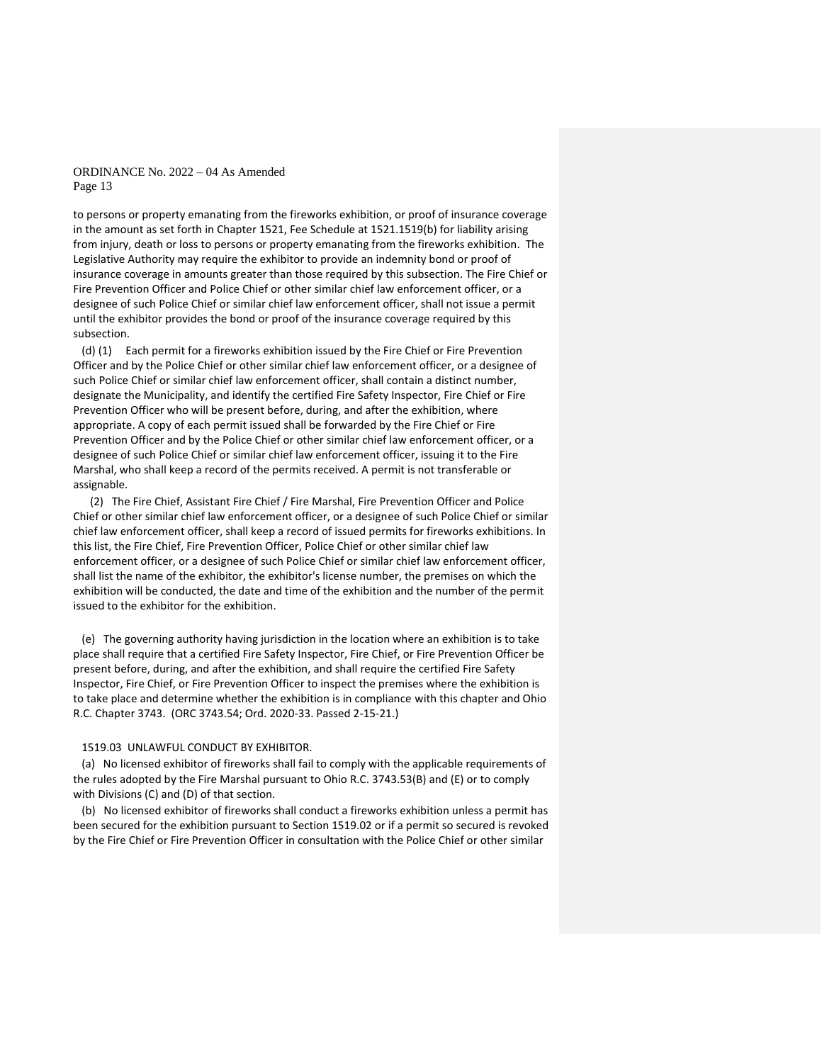to persons or property emanating from the fireworks exhibition, or proof of insurance coverage in the amount as set forth in Chapter 1521, Fee Schedule at 1521.1519(b) for liability arising from injury, death or loss to persons or property emanating from the fireworks exhibition. The Legislative Authority may require the exhibitor to provide an indemnity bond or proof of insurance coverage in amounts greater than those required by this subsection. The Fire Chief or Fire Prevention Officer and Police Chief or other similar chief law enforcement officer, or a designee of such Police Chief or similar chief law enforcement officer, shall not issue a permit until the exhibitor provides the bond or proof of the insurance coverage required by this subsection.

(d) (1) Each permit for a fireworks exhibition issued by the Fire Chief or Fire Prevention Officer and by the Police Chief or other similar chief law enforcement officer, or a designee of such Police Chief or similar chief law enforcement officer, shall contain a distinct number, designate the Municipality, and identify the certified Fire Safety Inspector, Fire Chief or Fire Prevention Officer who will be present before, during, and after the exhibition, where appropriate. A copy of each permit issued shall be forwarded by the Fire Chief or Fire Prevention Officer and by the Police Chief or other similar chief law enforcement officer, or a designee of such Police Chief or similar chief law enforcement officer, issuing it to the Fire Marshal, who shall keep a record of the permits received. A permit is not transferable or assignable.

(2) The Fire Chief, Assistant Fire Chief / Fire Marshal, Fire Prevention Officer and Police Chief or other similar chief law enforcement officer, or a designee of such Police Chief or similar chief law enforcement officer, shall keep a record of issued permits for fireworks exhibitions. In this list, the Fire Chief, Fire Prevention Officer, Police Chief or other similar chief law enforcement officer, or a designee of such Police Chief or similar chief law enforcement officer, shall list the name of the exhibitor, the exhibitor's license number, the premises on which the exhibition will be conducted, the date and time of the exhibition and the number of the permit issued to the exhibitor for the exhibition.

(e) The governing authority having jurisdiction in the location where an exhibition is to take place shall require that a certified Fire Safety Inspector, Fire Chief, or Fire Prevention Officer be present before, during, and after the exhibition, and shall require the certified Fire Safety Inspector, Fire Chief, or Fire Prevention Officer to inspect the premises where the exhibition is to take place and determine whether the exhibition is in compliance with this chapter and Ohio R.C. Chapter 3743. (ORC 3743.54; Ord. 2020-33. Passed 2-15-21.)

1519.03 UNLAWFUL CONDUCT BY EXHIBITOR.

(a) No licensed exhibitor of fireworks shall fail to comply with the applicable requirements of the rules adopted by the Fire Marshal pursuant to Ohio R.C. 3743.53(B) and (E) or to comply with Divisions (C) and (D) of that section.

(b) No licensed exhibitor of fireworks shall conduct a fireworks exhibition unless a permit has been secured for the exhibition pursuant to Section 1519.02 or if a permit so secured is revoked by the Fire Chief or Fire Prevention Officer in consultation with the Police Chief or other similar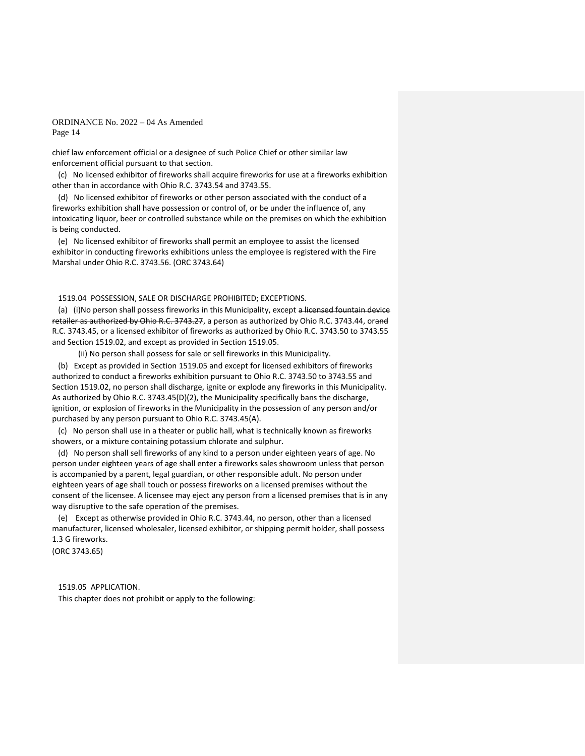chief law enforcement official or a designee of such Police Chief or other similar law enforcement official pursuant to that section.

(c) No licensed exhibitor of fireworks shall acquire fireworks for use at a fireworks exhibition other than in accordance with Ohio R.C. 3743.54 and 3743.55.

(d) No licensed exhibitor of fireworks or other person associated with the conduct of a fireworks exhibition shall have possession or control of, or be under the influence of, any intoxicating liquor, beer or controlled substance while on the premises on which the exhibition is being conducted.

(e) No licensed exhibitor of fireworks shall permit an employee to assist the licensed exhibitor in conducting fireworks exhibitions unless the employee is registered with the Fire Marshal under Ohio R.C. 3743.56. (ORC 3743.64)

1519.04 POSSESSION, SALE OR DISCHARGE PROHIBITED; EXCEPTIONS.

(a) (i)No person shall possess fireworks in this Municipality, except ~~a licensed fountain device retailer as authorized by Ohio R.C. 3743.27~~, a person as authorized by Ohio R.C. 3743.44, or~~and~~ R.C. 3743.45, or a licensed exhibitor of fireworks as authorized by Ohio R.C. 3743.50 to 3743.55 and Section 1519.02, and except as provided in Section 1519.05.

(ii) No person shall possess for sale or sell fireworks in this Municipality.

(b) Except as provided in Section 1519.05 and except for licensed exhibitors of fireworks authorized to conduct a fireworks exhibition pursuant to Ohio R.C. 3743.50 to 3743.55 and Section 1519.02, no person shall discharge, ignite or explode any fireworks in this Municipality. As authorized by Ohio R.C. 3743.45(D)(2), the Municipality specifically bans the discharge, ignition, or explosion of fireworks in the Municipality in the possession of any person and/or purchased by any person pursuant to Ohio R.C. 3743.45(A).

(c) No person shall use in a theater or public hall, what is technically known as fireworks showers, or a mixture containing potassium chlorate and sulphur.

(d) No person shall sell fireworks of any kind to a person under eighteen years of age. No person under eighteen years of age shall enter a fireworks sales showroom unless that person is accompanied by a parent, legal guardian, or other responsible adult. No person under eighteen years of age shall touch or possess fireworks on a licensed premises without the consent of the licensee. A licensee may eject any person from a licensed premises that is in any way disruptive to the safe operation of the premises.

(e) Except as otherwise provided in Ohio R.C. 3743.44, no person, other than a licensed manufacturer, licensed wholesaler, licensed exhibitor, or shipping permit holder, shall possess 1.3 G fireworks.

(ORC 3743.65)

1519.05 APPLICATION.

This chapter does not prohibit or apply to the following: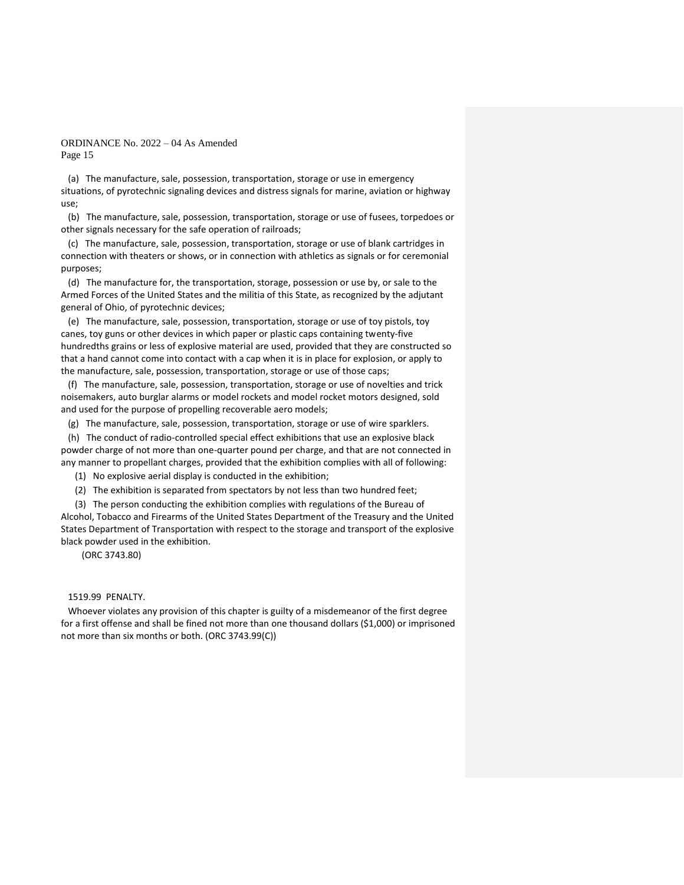(a) The manufacture, sale, possession, transportation, storage or use in emergency situations, of pyrotechnic signaling devices and distress signals for marine, aviation or highway use;

(b) The manufacture, sale, possession, transportation, storage or use of fusees, torpedoes or other signals necessary for the safe operation of railroads;

(c) The manufacture, sale, possession, transportation, storage or use of blank cartridges in connection with theaters or shows, or in connection with athletics as signals or for ceremonial purposes;

(d) The manufacture for, the transportation, storage, possession or use by, or sale to the Armed Forces of the United States and the militia of this State, as recognized by the adjutant general of Ohio, of pyrotechnic devices;

(e) The manufacture, sale, possession, transportation, storage or use of toy pistols, toy canes, toy guns or other devices in which paper or plastic caps containing twenty-five hundredths grains or less of explosive material are used, provided that they are constructed so that a hand cannot come into contact with a cap when it is in place for explosion, or apply to the manufacture, sale, possession, transportation, storage or use of those caps;

(f) The manufacture, sale, possession, transportation, storage or use of novelties and trick noisemakers, auto burglar alarms or model rockets and model rocket motors designed, sold and used for the purpose of propelling recoverable aero models;

(g) The manufacture, sale, possession, transportation, storage or use of wire sparklers.

(h) The conduct of radio-controlled special effect exhibitions that use an explosive black powder charge of not more than one-quarter pound per charge, and that are not connected in any manner to propellant charges, provided that the exhibition complies with all of following:

(1) No explosive aerial display is conducted in the exhibition;

(2) The exhibition is separated from spectators by not less than two hundred feet;

(3) The person conducting the exhibition complies with regulations of the Bureau of Alcohol, Tobacco and Firearms of the United States Department of the Treasury and the United States Department of Transportation with respect to the storage and transport of the explosive black powder used in the exhibition.

(ORC 3743.80)

1519.99 PENALTY.

Whoever violates any provision of this chapter is guilty of a misdemeanor of the first degree for a first offense and shall be fined not more than one thousand dollars ($1,000) or imprisoned not more than six months or both. (ORC 3743.99(C))